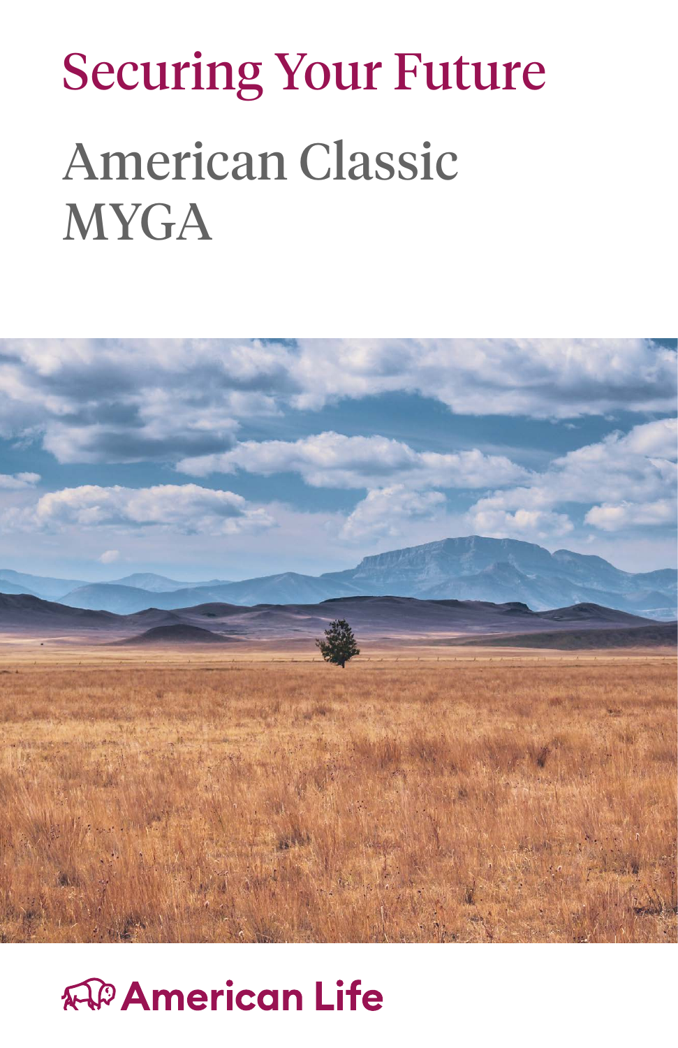# Securing Your Future

## American Classic MYGA

American Life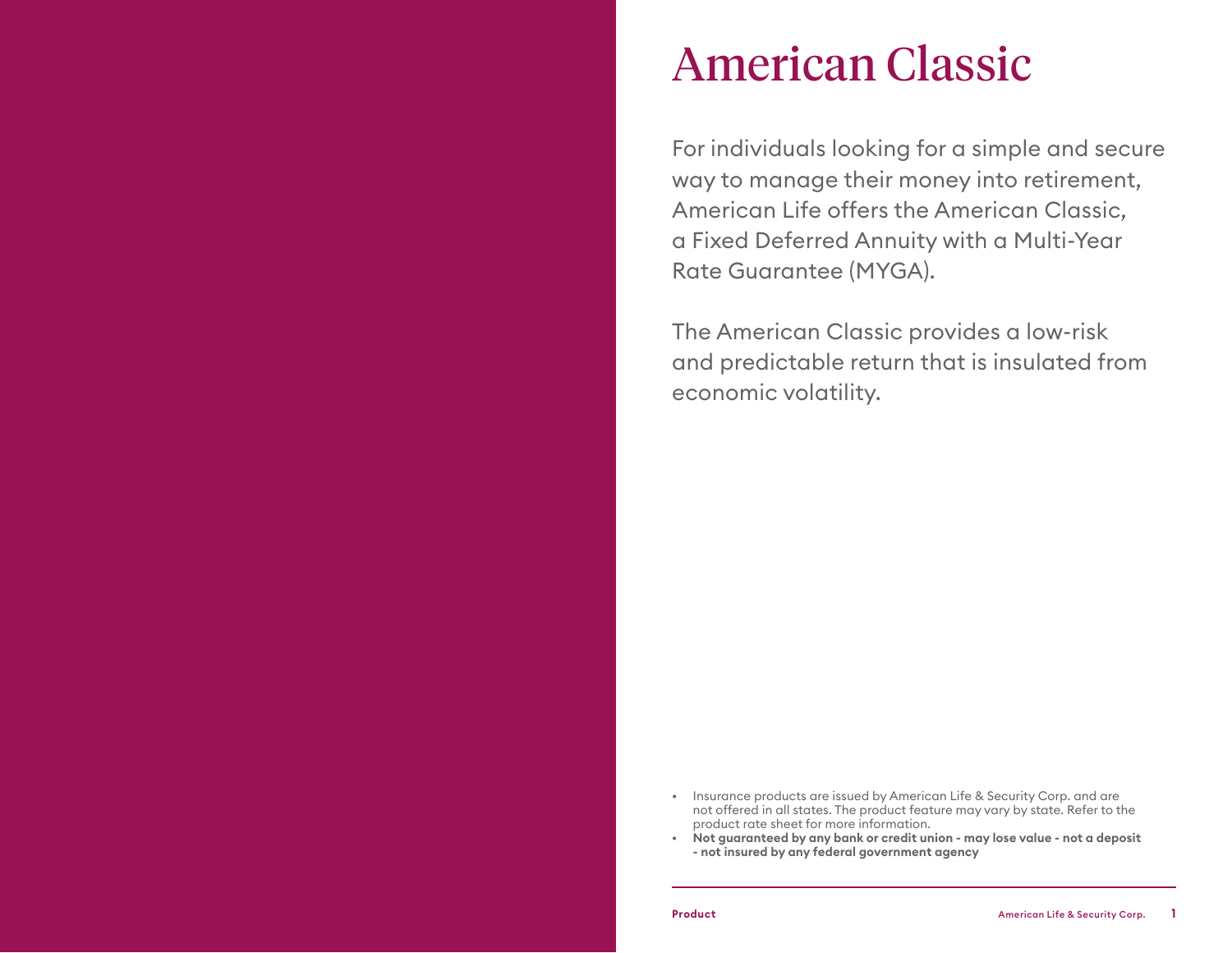# American Classic

For individuals looking for a simple and secure way to manage their money into retirement, American Life offers the American Classic, a Fixed Deferred Annuity with a Multi-Year Rate Guarantee (MYGA).

The American Classic provides a low-risk and predictable return that is insulated from economic volatility.

- Insurance products are issued by American Life & Security Corp. and are not offered in all states. The product feature may vary by state. Refer to the product rate sheet for more information.
- **Not guaranteed by any bank or credit union - may lose value - not a deposit - not insured by any federal government agency**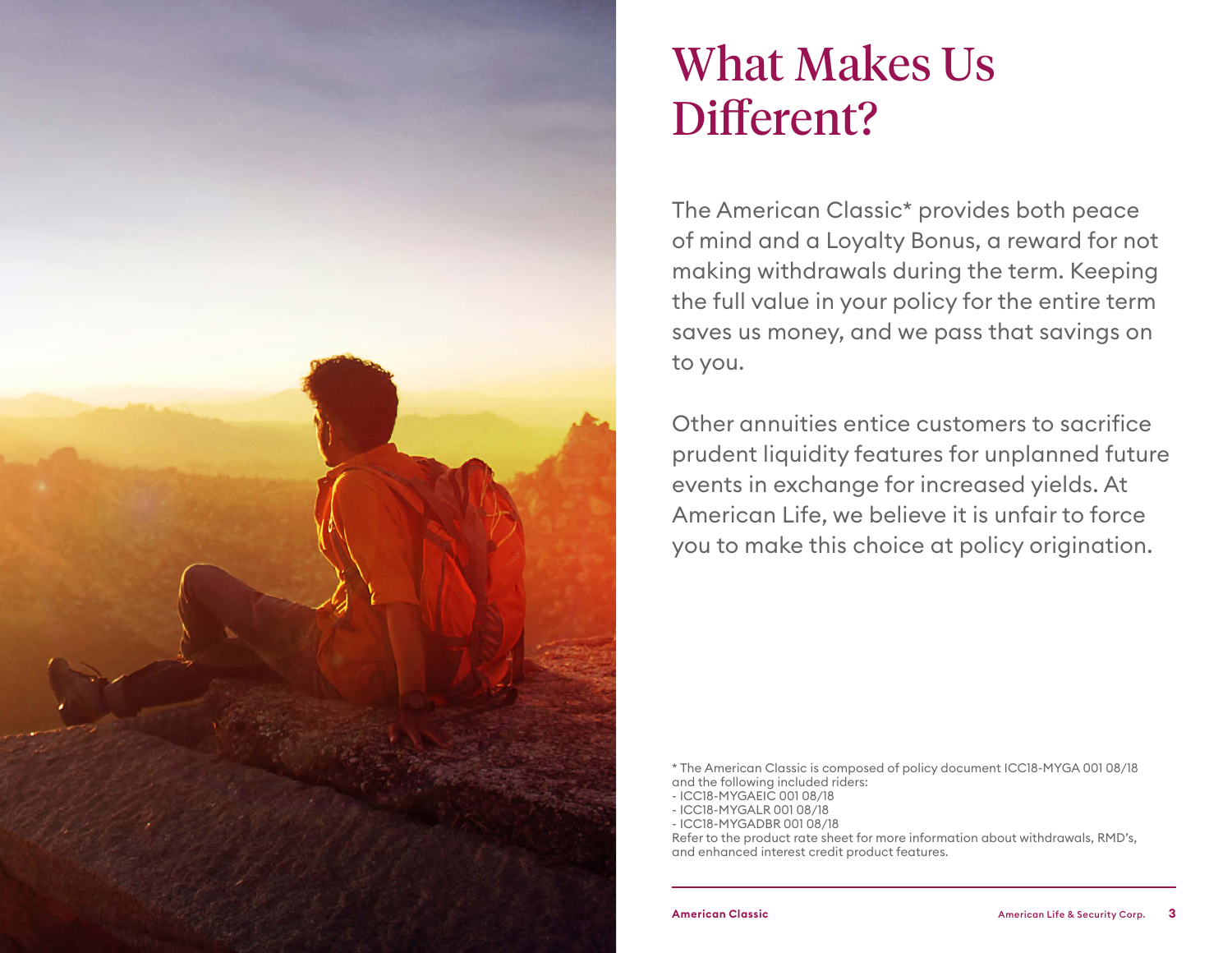# What Makes Us Different?

The American Classic* provides both peace of mind and a Loyalty Bonus, a reward for not making withdrawals during the term. Keeping the full value in your policy for the entire term saves us money, and we pass that savings on to you.

Other annuities entice customers to sacrifice prudent liquidity features for unplanned future events in exchange for increased yields. At American Life, we believe it is unfair to force you to make this choice at policy origination.

* The American Classic is composed of policy document ICC18-MYGA 001 08/18 and the following included riders:
- ICC18-MYGAEIC 001 08/18
- ICC18-MYGALR 001 08/18
- ICC18-MYGADBR 001 08/18

Refer to the product rate sheet for more information about withdrawals, RMD's, and enhanced interest credit product features.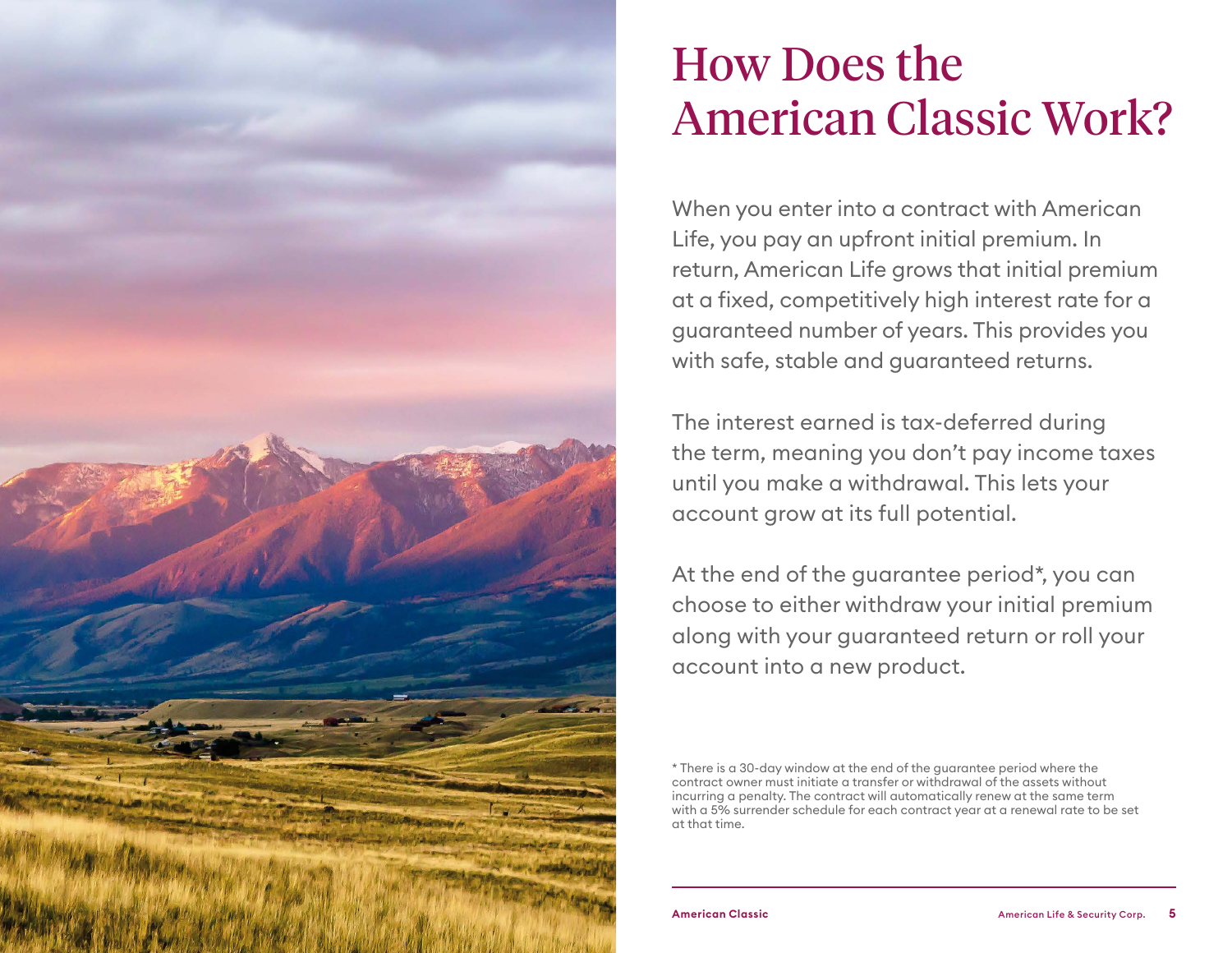# How Does the American Classic Work?

When you enter into a contract with American Life, you pay an upfront initial premium. In return, American Life grows that initial premium at a fixed, competitively high interest rate for a guaranteed number of years. This provides you with safe, stable and guaranteed returns.

The interest earned is tax-deferred during the term, meaning you don't pay income taxes until you make a withdrawal. This lets your account grow at its full potential.

At the end of the guarantee period*, you can choose to either withdraw your initial premium along with your guaranteed return or roll your account into a new product.

* There is a 30-day window at the end of the guarantee period where the contract owner must initiate a transfer or withdrawal of the assets without incurring a penalty. The contract will automatically renew at the same term with a 5% surrender schedule for each contract year at a renewal rate to be set at that time.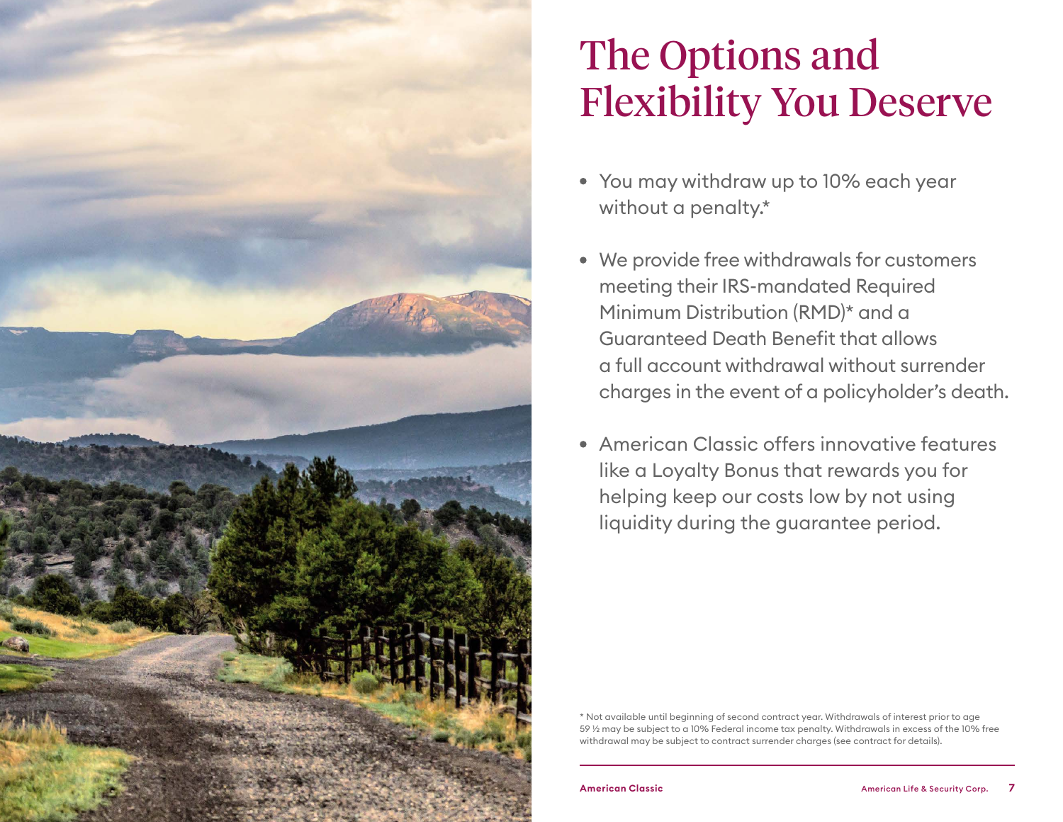# The Options and Flexibility You Deserve

- You may withdraw up to 10% each year without a penalty.*
- We provide free withdrawals for customers meeting their IRS-mandated Required Minimum Distribution (RMD)* and a Guaranteed Death Benefit that allows a full account withdrawal without surrender charges in the event of a policyholder's death.
- American Classic offers innovative features like a Loyalty Bonus that rewards you for helping keep our costs low by not using liquidity during the guarantee period.

* Not available until beginning of second contract year. Withdrawals of interest prior to age 59 ½ may be subject to a 10% Federal income tax penalty. Withdrawals in excess of the 10% free withdrawal may be subject to contract surrender charges (see contract for details).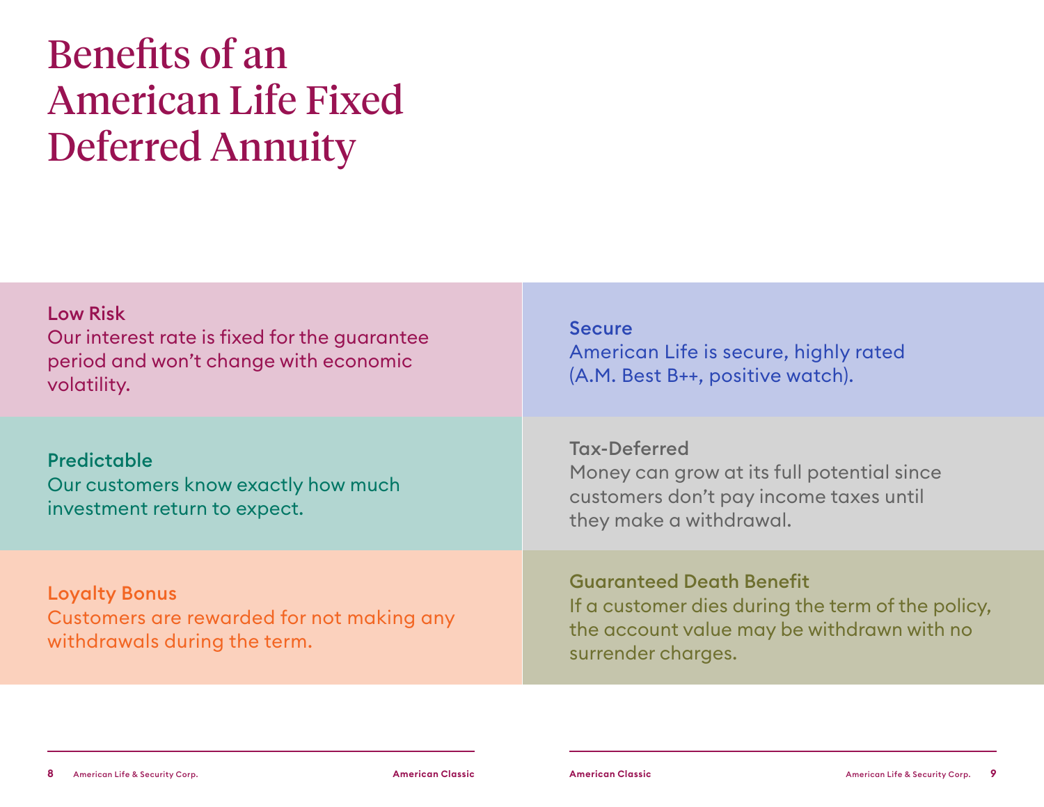# Benefits of an American Life Fixed Deferred Annuity

**Low Risk**
Our interest rate is fixed for the guarantee period and won't change with economic volatility.

**Predictable**
Our customers know exactly how much investment return to expect.

**Loyalty Bonus**
Customers are rewarded for not making any withdrawals during the term.

**Secure**
American Life is secure, highly rated (A.M. Best B++, positive watch).

**Tax-Deferred**
Money can grow at its full potential since customers don't pay income taxes until they make a withdrawal.

**Guaranteed Death Benefit**
If a customer dies during the term of the policy, the account value may be withdrawn with no surrender charges.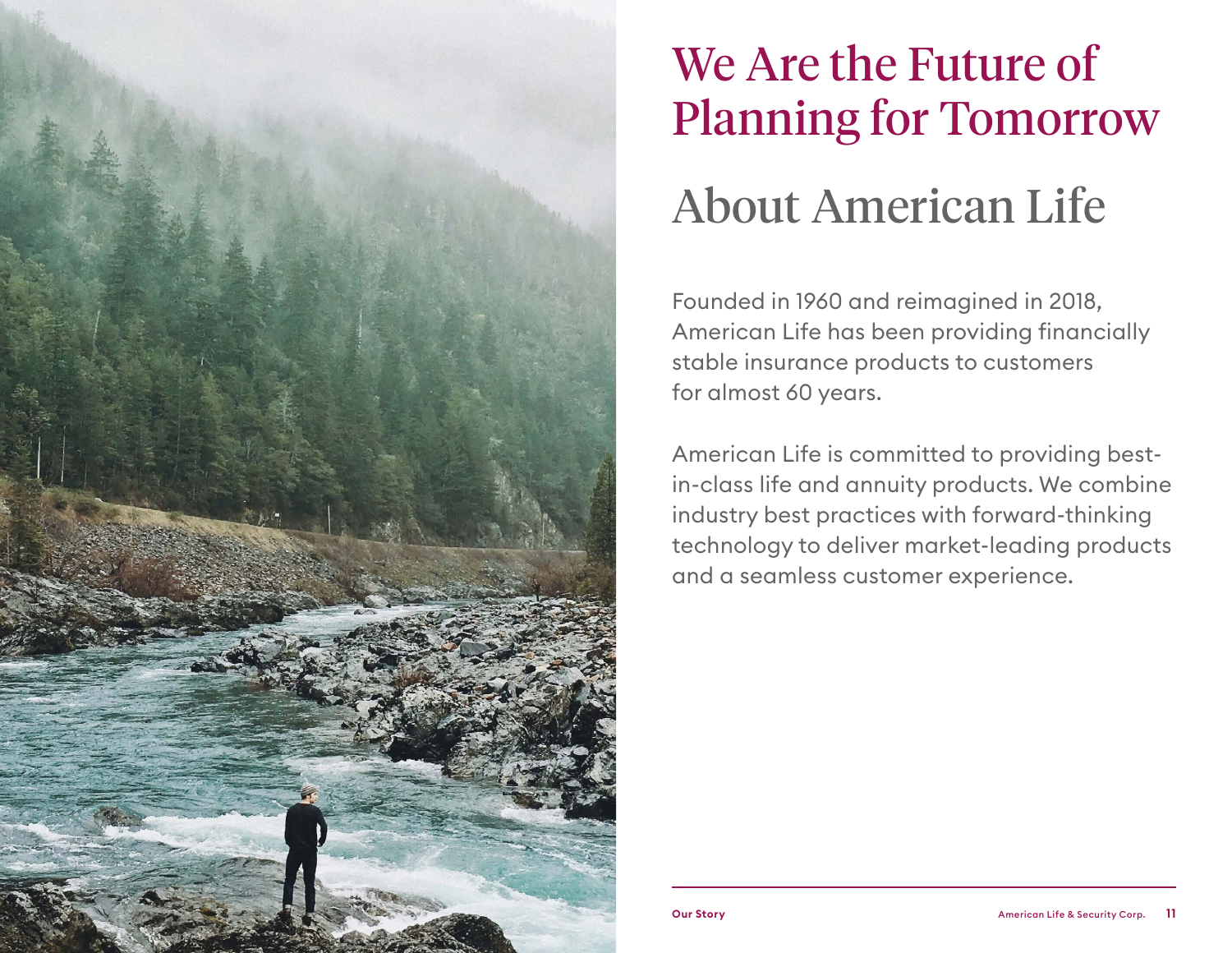# We Are the Future of Planning for Tomorrow

## About American Life

Founded in 1960 and reimagined in 2018, American Life has been providing financially stable insurance products to customers for almost 60 years.

American Life is committed to providing best-in-class life and annuity products. We combine industry best practices with forward-thinking technology to deliver market-leading products and a seamless customer experience.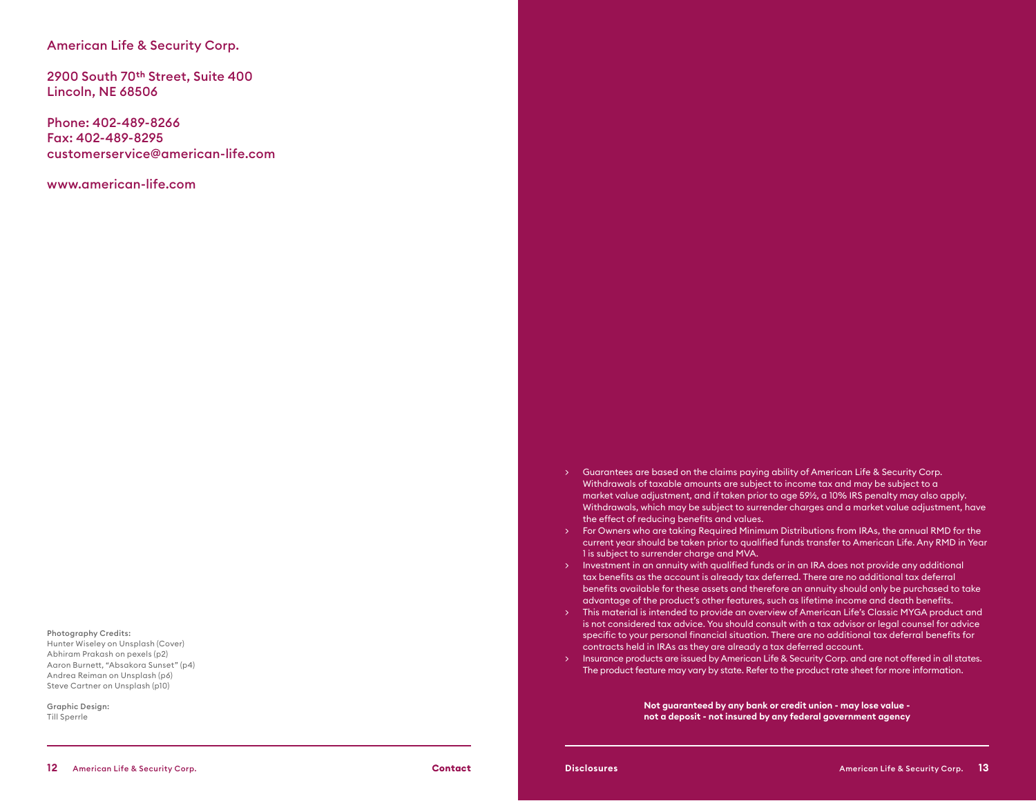American Life & Security Corp.

2900 South 70th Street, Suite 400
Lincoln, NE 68506

Phone: 402-489-8266
Fax: 402-489-8295
customerservice@american-life.com

www.american-life.com

**Photography Credits:**
Hunter Wiseley on Unsplash (Cover)
Abhiram Prakash on pexels (p2)
Aaron Burnett, "Absakora Sunset" (p4)
Andrea Reiman on Unsplash (p6)
Steve Cartner on Unsplash (p10)

**Graphic Design:**
Till Sperrle

- Guarantees are based on the claims paying ability of American Life & Security Corp. Withdrawals of taxable amounts are subject to income tax and may be subject to a market value adjustment, and if taken prior to age 59½, a 10% IRS penalty may also apply. Withdrawals, which may be subject to surrender charges and a market value adjustment, have the effect of reducing benefits and values.
- For Owners who are taking Required Minimum Distributions from IRAs, the annual RMD for the current year should be taken prior to qualified funds transfer to American Life. Any RMD in Year 1 is subject to surrender charge and MVA.
- Investment in an annuity with qualified funds or in an IRA does not provide any additional tax benefits as the account is already tax deferred. There are no additional tax deferral benefits available for these assets and therefore an annuity should only be purchased to take advantage of the product's other features, such as lifetime income and death benefits.
- This material is intended to provide an overview of American Life's Classic MYGA product and is not considered tax advice. You should consult with a tax advisor or legal counsel for advice specific to your personal financial situation. There are no additional tax deferral benefits for contracts held in IRAs as they are already a tax deferred account.
- Insurance products are issued by American Life & Security Corp. and are not offered in all states. The product feature may vary by state. Refer to the product rate sheet for more information.

**Not guaranteed by any bank or credit union - may lose value - not a deposit - not insured by any federal government agency**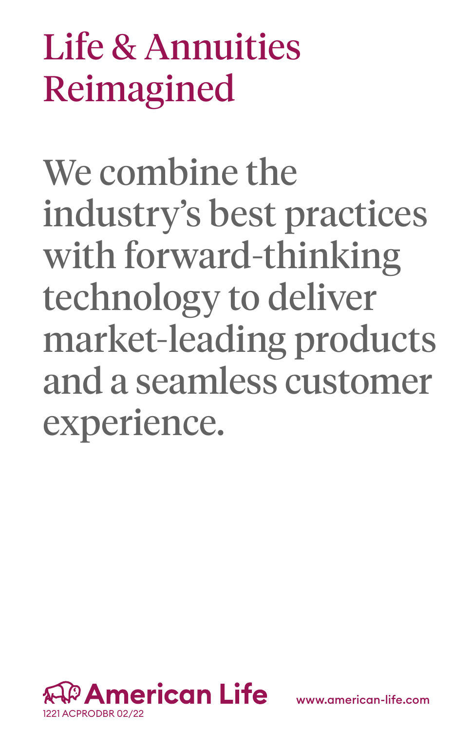# Life & Annuities Reimagined

We combine the industry's best practices with forward-thinking technology to deliver market-leading products and a seamless customer experience.

American Life

1221 ACPRODBR 02/22

www.american-life.com